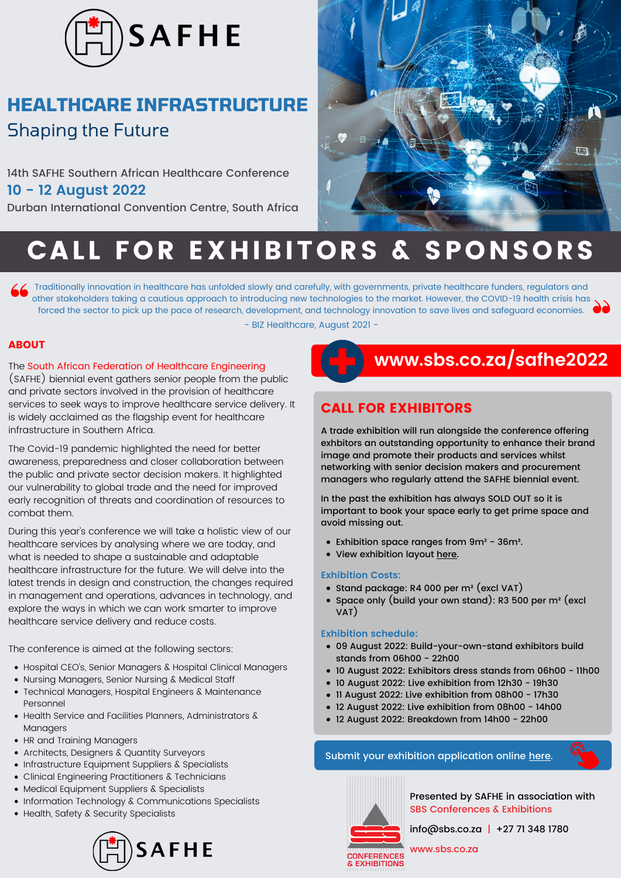SAFHE

# HEALTHCARE INFRASTRUCTURE

## Shaping the Future

14th SAFHE Southern African Healthcare Conference

**10 - 12 August 2022**

Durban International Convention Centre, South Africa

# CALL FOR EXHIBITORS & SPONSORS

> Traditionally innovation in healthcare has unfolded slowly and carefully, with governments, private healthcare funders, regulators and other stakeholders taking a cautious approach to introducing new technologies to the market. However, the COVID-19 health crisis has forced the sector to pick up the pace of research, development, and technology innovation to save lives and safeguard economies.
>
> - BIZ Healthcare, August 2021 -

## ABOUT

The South African Federation of Healthcare Engineering (SAFHE) biennial event gathers senior people from the public and private sectors involved in the provision of healthcare services to seek ways to improve healthcare service delivery. It is widely acclaimed as the flagship event for healthcare infrastructure in Southern Africa.

The Covid-19 pandemic highlighted the need for better awareness, preparedness and closer collaboration between the public and private sector decision makers. It highlighted our vulnerability to global trade and the need for improved early recognition of threats and coordination of resources to combat them.

During this year's conference we will take a holistic view of our healthcare services by analysing where we are today, and what is needed to shape a sustainable and adaptable healthcare infrastructure for the future. We will delve into the latest trends in design and construction, the changes required in management and operations, advances in technology, and explore the ways in which we can work smarter to improve healthcare service delivery and reduce costs.

The conference is aimed at the following sectors:

- Hospital CEO's, Senior Managers & Hospital Clinical Managers
- Nursing Managers, Senior Nursing & Medical Staff
- Technical Managers, Hospital Engineers & Maintenance Personnel
- Health Service and Facilities Planners, Administrators & Managers
- HR and Training Managers
- Architects, Designers & Quantity Surveyors
- Infrastructure Equipment Suppliers & Specialists
- Clinical Engineering Practitioners & Technicians
- Medical Equipment Suppliers & Specialists
- Information Technology & Communications Specialists
- Health, Safety & Security Specialists

SAFHE

**www.sbs.co.za/safhe2022**

## CALL FOR EXHIBITORS

A trade exhibition will run alongside the conference offering exhbitors an outstanding opportunity to enhance their brand image and promote their products and services whilst networking with senior decision makers and procurement managers who regularly attend the SAFHE biennial event.

In the past the exhibition has always SOLD OUT so it is important to book your space early to get prime space and avoid missing out.

- Exhibition space ranges from 9m² - 36m².
- View exhibition layout here.

### Exhibition Costs:

- Stand package: R4 000 per m² (excl VAT)
- Space only (build your own stand): R3 500 per m² (excl VAT)

### Exhibition schedule:

- 09 August 2022: Build-your-own-stand exhibitors build stands from 06h00 - 22h00
- 10 August 2022: Exhibitors dress stands from 06h00 - 11h00
- 10 August 2022: Live exhibition from 12h30 - 19h30
- 11 August 2022: Live exhibition from 08h00 - 17h30
- 12 August 2022: Live exhibition from 08h00 - 14h00
- 12 August 2022: Breakdown from 14h00 - 22h00

Submit your exhibition application online here.

SBS CONFERENCES & EXHIBITIONS

Presented by SAFHE in association with SBS Conferences & Exhibitions

info@sbs.co.za | +27 71 348 1780

www.sbs.co.za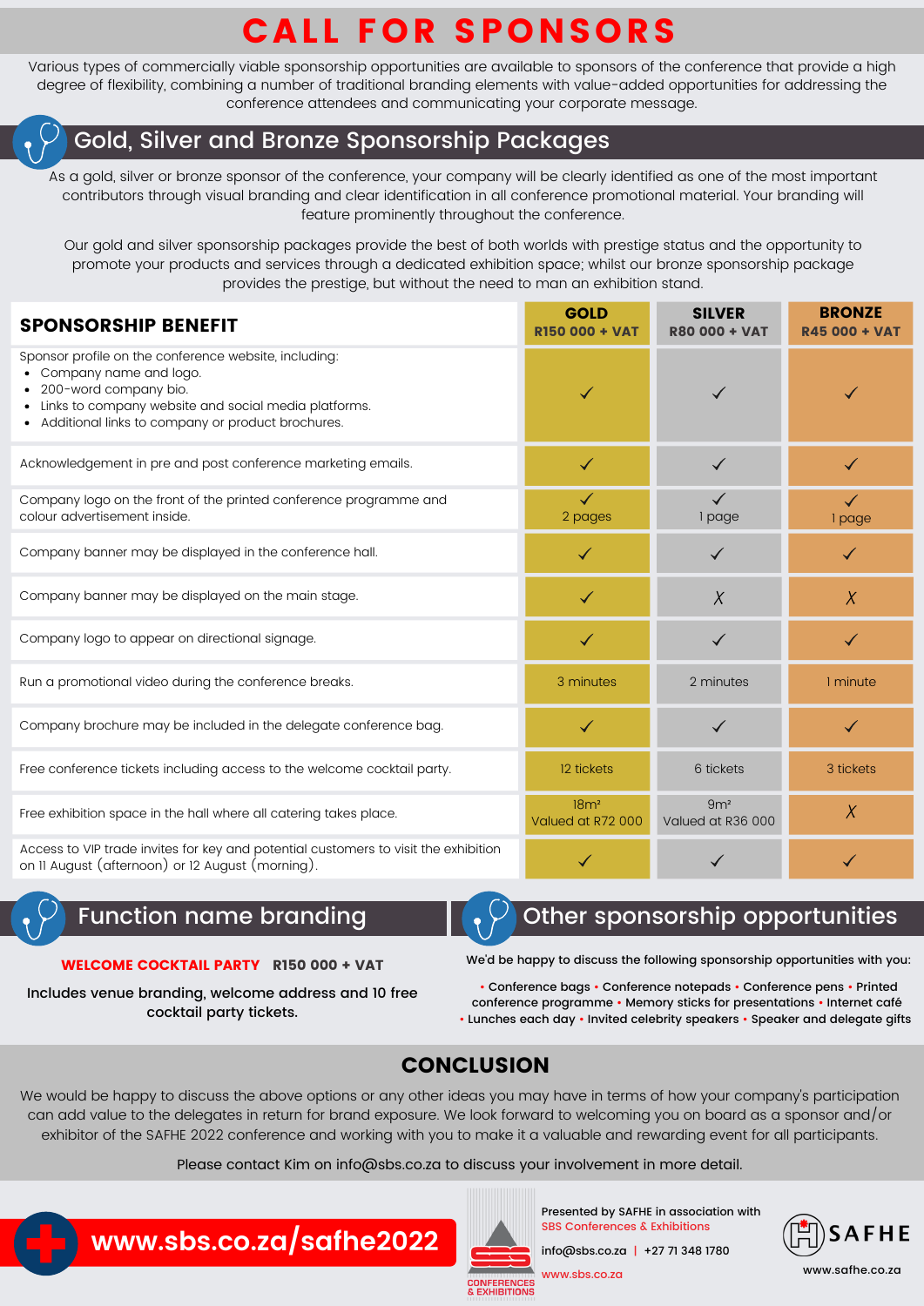# CALL FOR SPONSORS

Various types of commercially viable sponsorship opportunities are available to sponsors of the conference that provide a high degree of flexibility, combining a number of traditional branding elements with value-added opportunities for addressing the conference attendees and communicating your corporate message.

## Gold, Silver and Bronze Sponsorship Packages

As a gold, silver or bronze sponsor of the conference, your company will be clearly identified as one of the most important contributors through visual branding and clear identification in all conference promotional material. Your branding will feature prominently throughout the conference.

Our gold and silver sponsorship packages provide the best of both worlds with prestige status and the opportunity to promote your products and services through a dedicated exhibition space; whilst our bronze sponsorship package provides the prestige, but without the need to man an exhibition stand.

| SPONSORSHIP BENEFIT | GOLD R150 000 + VAT | SILVER R80 000 + VAT | BRONZE R45 000 + VAT |
|---|---|---|---|
| Sponsor profile on the conference website, including: • Company name and logo. • 200-word company bio. • Links to company website and social media platforms. • Additional links to company or product brochures. | ✓ | ✓ | ✓ |
| Acknowledgement in pre and post conference marketing emails. | ✓ | ✓ | ✓ |
| Company logo on the front of the printed conference programme and colour advertisement inside. | ✓ 2 pages | ✓ 1 page | ✓ 1 page |
| Company banner may be displayed in the conference hall. | ✓ | ✓ | ✓ |
| Company banner may be displayed on the main stage. | ✓ | ✗ | ✗ |
| Company logo to appear on directional signage. | ✓ | ✓ | ✓ |
| Run a promotional video during the conference breaks. | 3 minutes | 2 minutes | 1 minute |
| Company brochure may be included in the delegate conference bag. | ✓ | ✓ | ✓ |
| Free conference tickets including access to the welcome cocktail party. | 12 tickets | 6 tickets | 3 tickets |
| Free exhibition space in the hall where all catering takes place. | 18m² Valued at R72 000 | 9m² Valued at R36 000 | ✗ |
| Access to VIP trade invites for key and potential customers to visit the exhibition on 11 August (afternoon) or 12 August (morning). | ✓ | ✓ | ✓ |

## Function name branding

**WELCOME COCKTAIL PARTY R150 000 + VAT**

Includes venue branding, welcome address and 10 free cocktail party tickets.

## Other sponsorship opportunities

We'd be happy to discuss the following sponsorship opportunities with you:

• Conference bags • Conference notepads • Conference pens • Printed conference programme • Memory sticks for presentations • Internet café • Lunches each day • Invited celebrity speakers • Speaker and delegate gifts

## CONCLUSION

We would be happy to discuss the above options or any other ideas you may have in terms of how your company's participation can add value to the delegates in return for brand exposure. We look forward to welcoming you on board as a sponsor and/or exhibitor of the SAFHE 2022 conference and working with you to make it a valuable and rewarding event for all participants.

Please contact Kim on info@sbs.co.za to discuss your involvement in more detail.

www.sbs.co.za/safhe2022

SBS CONFERENCES & EXHIBITIONS

Presented by SAFHE in association with SBS Conferences & Exhibitions

info@sbs.co.za | +27 71 348 1780

www.sbs.co.za

SAFHE

www.safhe.co.za